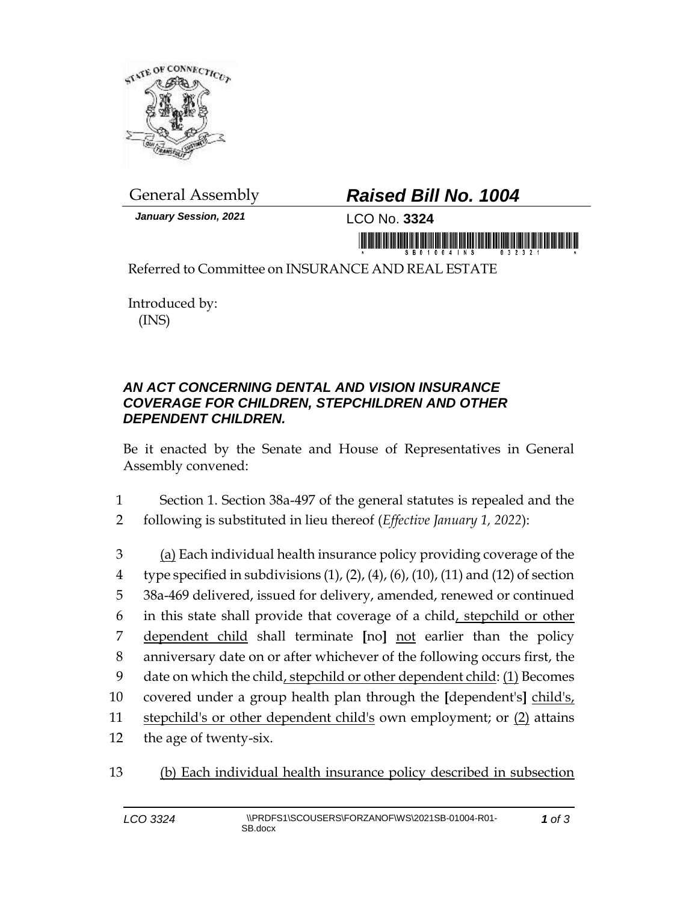General Assembly

***Raised Bill No. 1004***

***January Session, 2021***

LCO No. **3324**

Referred to Committee on INSURANCE AND REAL ESTATE

Introduced by:
(INS)

### *AN ACT CONCERNING DENTAL AND VISION INSURANCE COVERAGE FOR CHILDREN, STEPCHILDREN AND OTHER DEPENDENT CHILDREN.*

Be it enacted by the Senate and House of Representatives in General Assembly convened:

1 Section 1. Section 38a-497 of the general statutes is repealed and the
2 following is substituted in lieu thereof (*Effective January 1, 2022*):

3 <u>(a)</u> Each individual health insurance policy providing coverage of the
4 type specified in subdivisions (1), (2), (4), (6), (10), (11) and (12) of section
5 38a-469 delivered, issued for delivery, amended, renewed or continued
6 in this state shall provide that coverage of a child<u>, stepchild or other</u>
7 <u>dependent child</u> shall terminate **[**no**]** <u>not</u> earlier than the policy
8 anniversary date on or after whichever of the following occurs first, the
9 date on which the child<u>, stepchild or other dependent child</u>: <u>(1)</u> Becomes
10 covered under a group health plan through the **[**dependent's**]** <u>child's,</u>
11 <u>stepchild's or other dependent child's</u> own employment; or <u>(2)</u> attains
12 the age of twenty-six.

13 <u>(b) Each individual health insurance policy described in subsection</u>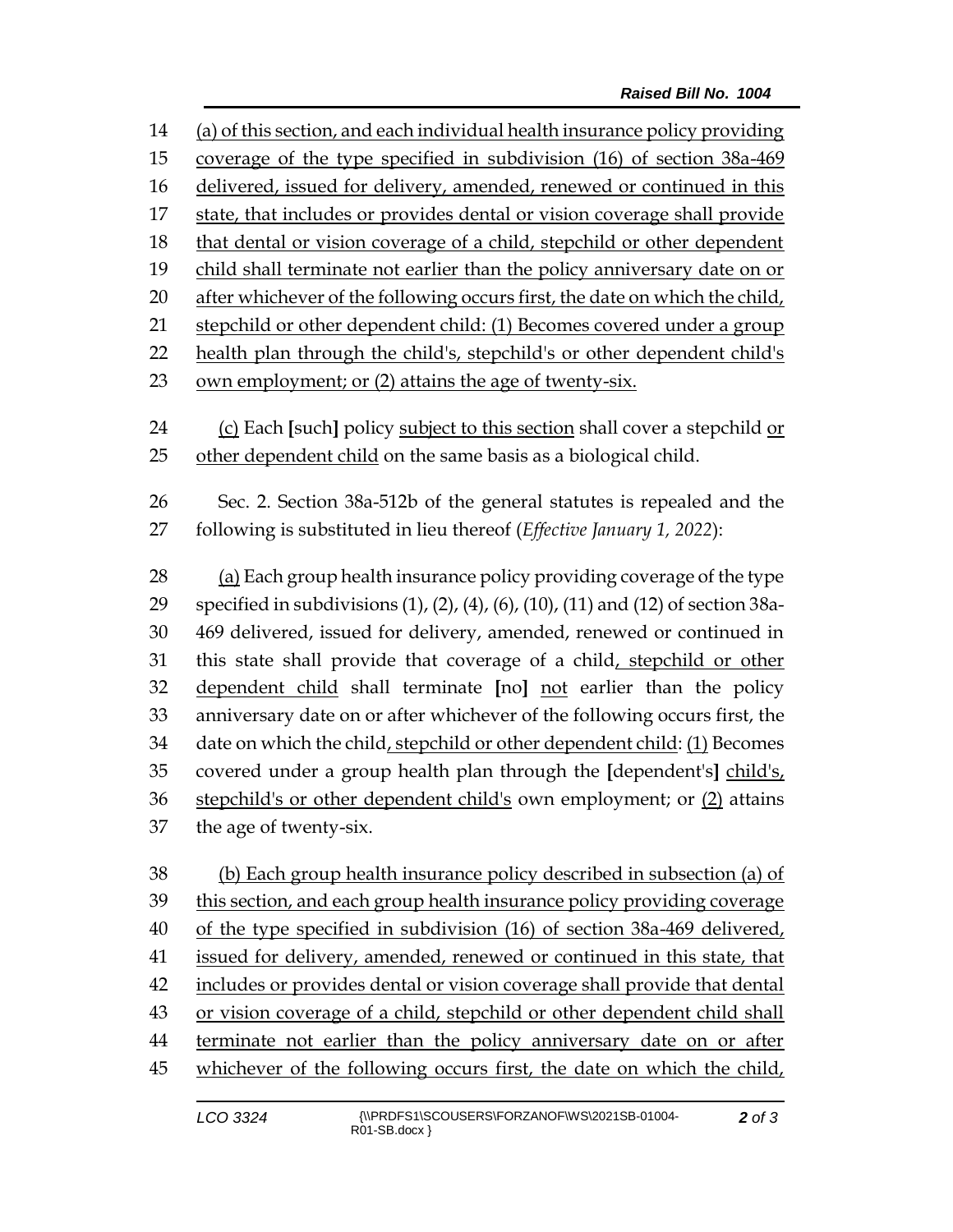(a) of this section, and each individual health insurance policy providing coverage of the type specified in subdivision (16) of section 38a-469 delivered, issued for delivery, amended, renewed or continued in this state, that includes or provides dental or vision coverage shall provide that dental or vision coverage of a child, stepchild or other dependent child shall terminate not earlier than the policy anniversary date on or after whichever of the following occurs first, the date on which the child, stepchild or other dependent child: (1) Becomes covered under a group health plan through the child's, stepchild's or other dependent child's own employment; or (2) attains the age of twenty-six.

(c) Each [such] policy subject to this section shall cover a stepchild or other dependent child on the same basis as a biological child.

Sec. 2. Section 38a-512b of the general statutes is repealed and the following is substituted in lieu thereof (*Effective January 1, 2022*):

(a) Each group health insurance policy providing coverage of the type specified in subdivisions (1), (2), (4), (6), (10), (11) and (12) of section 38a-469 delivered, issued for delivery, amended, renewed or continued in this state shall provide that coverage of a child, stepchild or other dependent child shall terminate [no] not earlier than the policy anniversary date on or after whichever of the following occurs first, the date on which the child, stepchild or other dependent child: (1) Becomes covered under a group health plan through the [dependent's] child's, stepchild's or other dependent child's own employment; or (2) attains the age of twenty-six.

(b) Each group health insurance policy described in subsection (a) of this section, and each group health insurance policy providing coverage of the type specified in subdivision (16) of section 38a-469 delivered, issued for delivery, amended, renewed or continued in this state, that includes or provides dental or vision coverage shall provide that dental or vision coverage of a child, stepchild or other dependent child shall terminate not earlier than the policy anniversary date on or after whichever of the following occurs first, the date on which the child,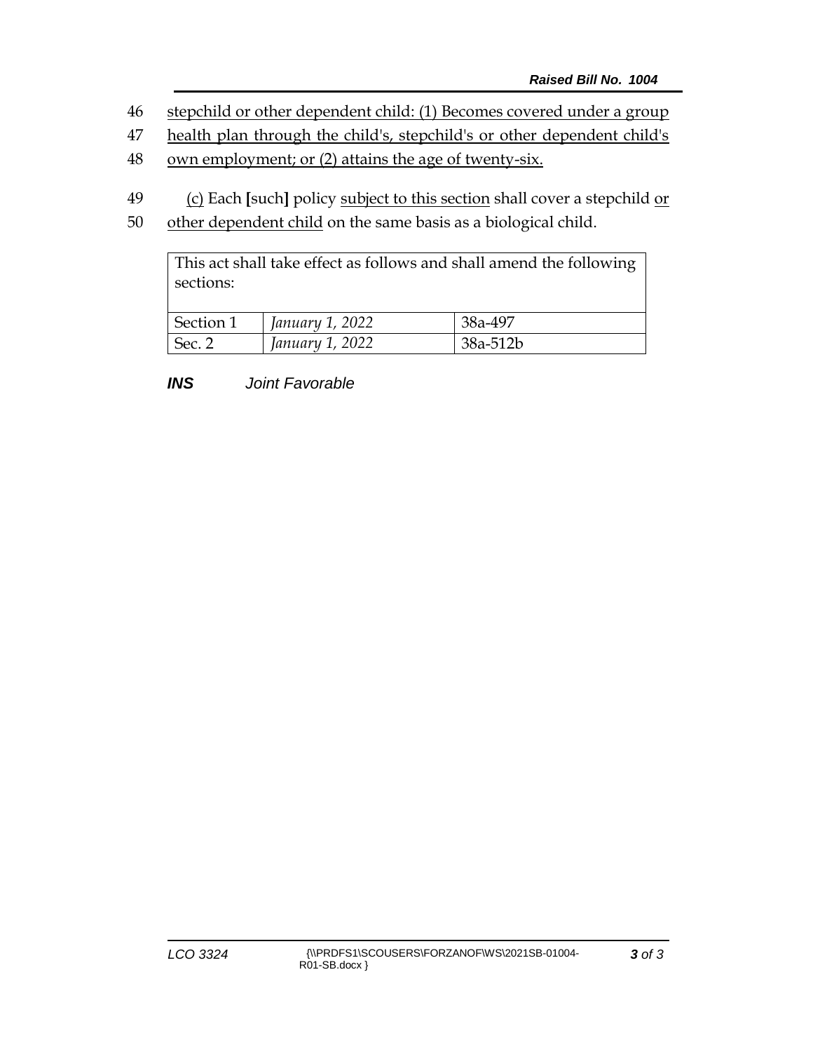46 stepchild or other dependent child: (1) Becomes covered under a group
47 health plan through the child's, stepchild's or other dependent child's
48 own employment; or (2) attains the age of twenty-six.

49 (c) Each [such] policy subject to this section shall cover a stepchild or
50 other dependent child on the same basis as a biological child.

| This act shall take effect as follows and shall amend the following sections: | | |
| --- | --- | --- |
| Section 1 | *January 1, 2022* | 38a-497 |
| Sec. 2 | *January 1, 2022* | 38a-512b |

***INS*** *Joint Favorable*